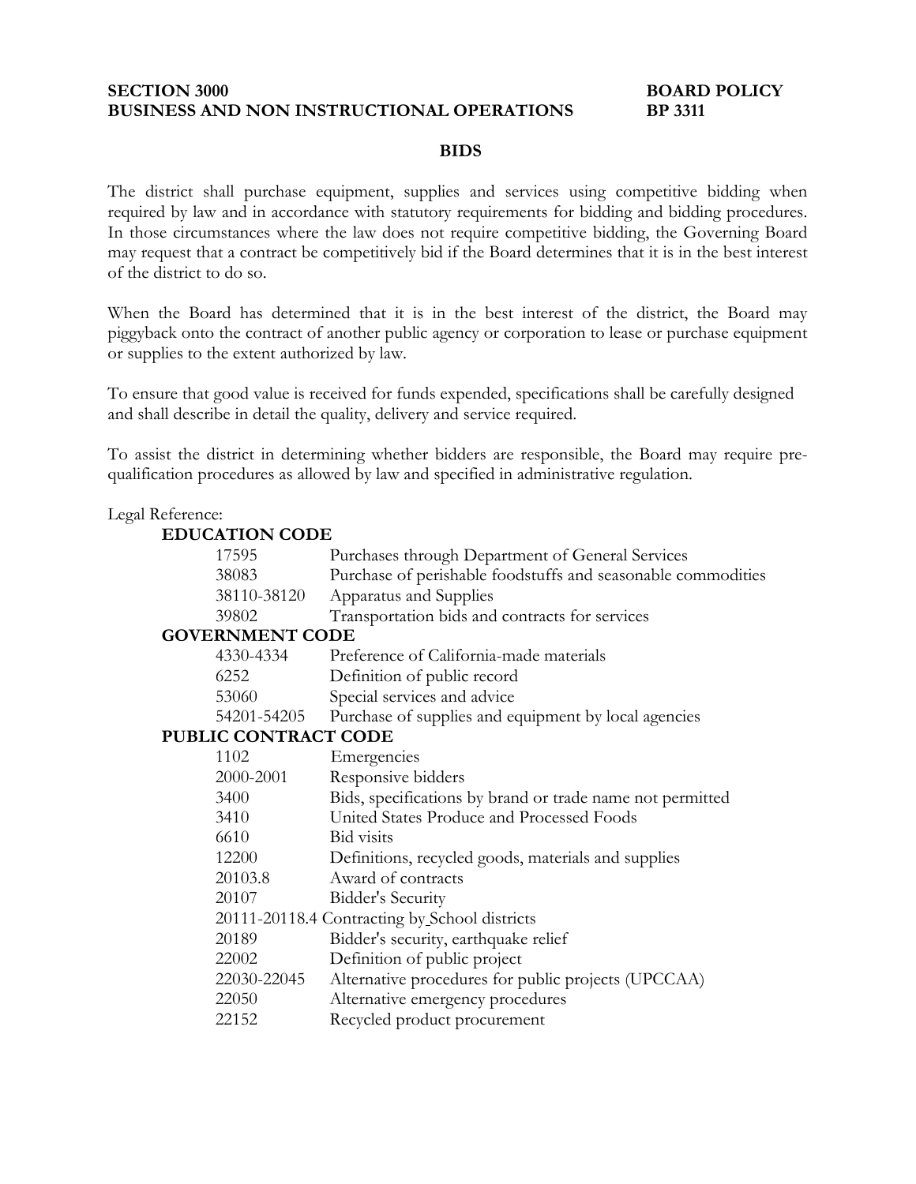**SECTION 3000** **BOARD POLICY**
**BUSINESS AND NON INSTRUCTIONAL OPERATIONS** **BP 3311**

## BIDS

The district shall purchase equipment, supplies and services using competitive bidding when required by law and in accordance with statutory requirements for bidding and bidding procedures. In those circumstances where the law does not require competitive bidding, the Governing Board may request that a contract be competitively bid if the Board determines that it is in the best interest of the district to do so.

When the Board has determined that it is in the best interest of the district, the Board may piggyback onto the contract of another public agency or corporation to lease or purchase equipment or supplies to the extent authorized by law.

To ensure that good value is received for funds expended, specifications shall be carefully designed and shall describe in detail the quality, delivery and service required.

To assist the district in determining whether bidders are responsible, the Board may require pre-qualification procedures as allowed by law and specified in administrative regulation.

Legal Reference:

**EDUCATION CODE**

| | |
|---|---|
| 17595 | Purchases through Department of General Services |
| 38083 | Purchase of perishable foodstuffs and seasonable commodities |
| 38110-38120 | Apparatus and Supplies |
| 39802 | Transportation bids and contracts for services |

**GOVERNMENT CODE**

| | |
|---|---|
| 4330-4334 | Preference of California-made materials |
| 6252 | Definition of public record |
| 53060 | Special services and advice |
| 54201-54205 | Purchase of supplies and equipment by local agencies |

**PUBLIC CONTRACT CODE**

| | |
|---|---|
| 1102 | Emergencies |
| 2000-2001 | Responsive bidders |
| 3400 | Bids, specifications by brand or trade name not permitted |
| 3410 | United States Produce and Processed Foods |
| 6610 | Bid visits |
| 12200 | Definitions, recycled goods, materials and supplies |
| 20103.8 | Award of contracts |
| 20107 | Bidder's Security |
| 20111-20118.4 | Contracting by School districts |
| 20189 | Bidder's security, earthquake relief |
| 22002 | Definition of public project |
| 22030-22045 | Alternative procedures for public projects (UPCCAA) |
| 22050 | Alternative emergency procedures |
| 22152 | Recycled product procurement |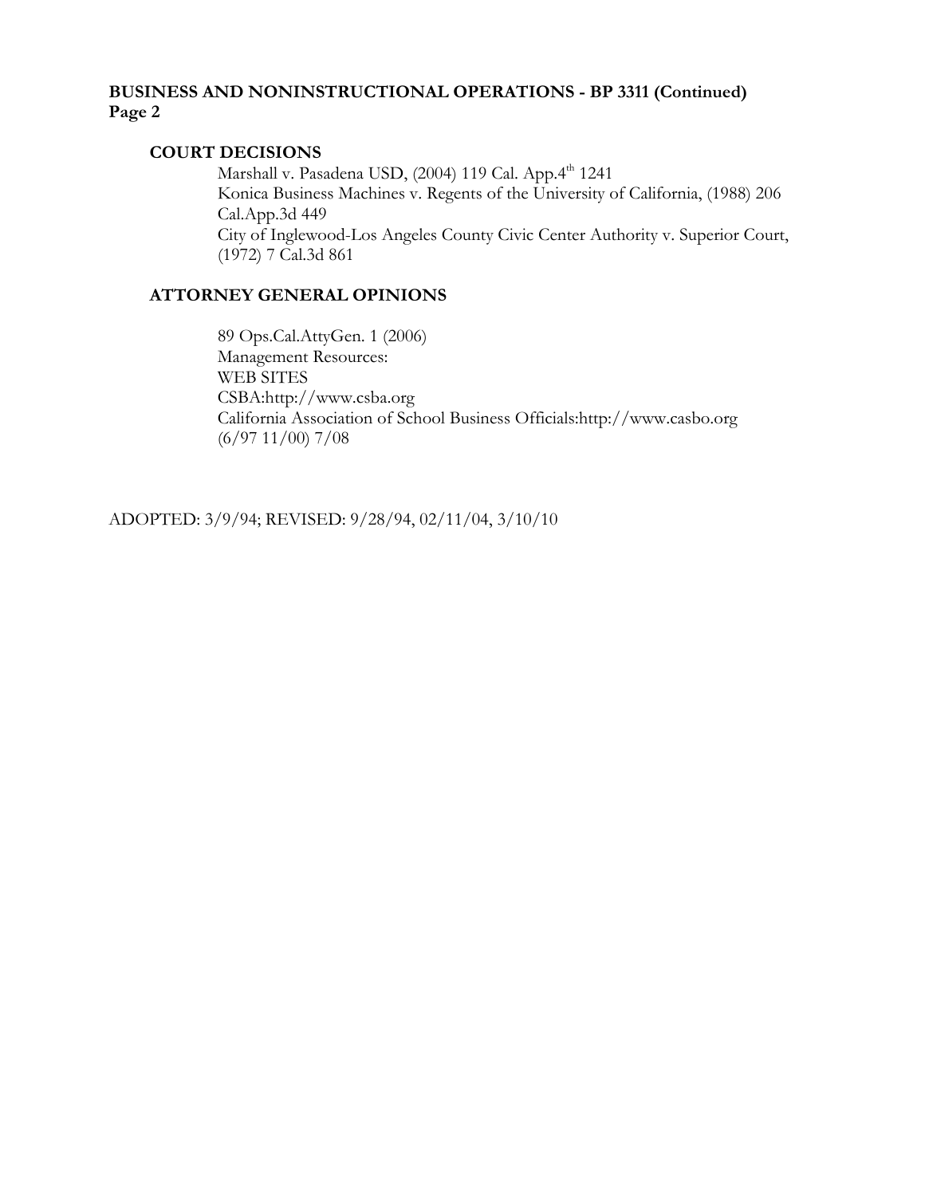**BUSINESS AND NONINSTRUCTIONAL OPERATIONS - BP 3311 (Continued)**
**Page 2**

**COURT DECISIONS**

Marshall v. Pasadena USD, (2004) 119 Cal. App.4th 1241
Konica Business Machines v. Regents of the University of California, (1988) 206 Cal.App.3d 449
City of Inglewood-Los Angeles County Civic Center Authority v. Superior Court, (1972) 7 Cal.3d 861

**ATTORNEY GENERAL OPINIONS**

89 Ops.Cal.AttyGen. 1 (2006)
Management Resources:
WEB SITES
CSBA:http://www.csba.org
California Association of School Business Officials:http://www.casbo.org
(6/97 11/00) 7/08

ADOPTED: 3/9/94; REVISED: 9/28/94, 02/11/04, 3/10/10